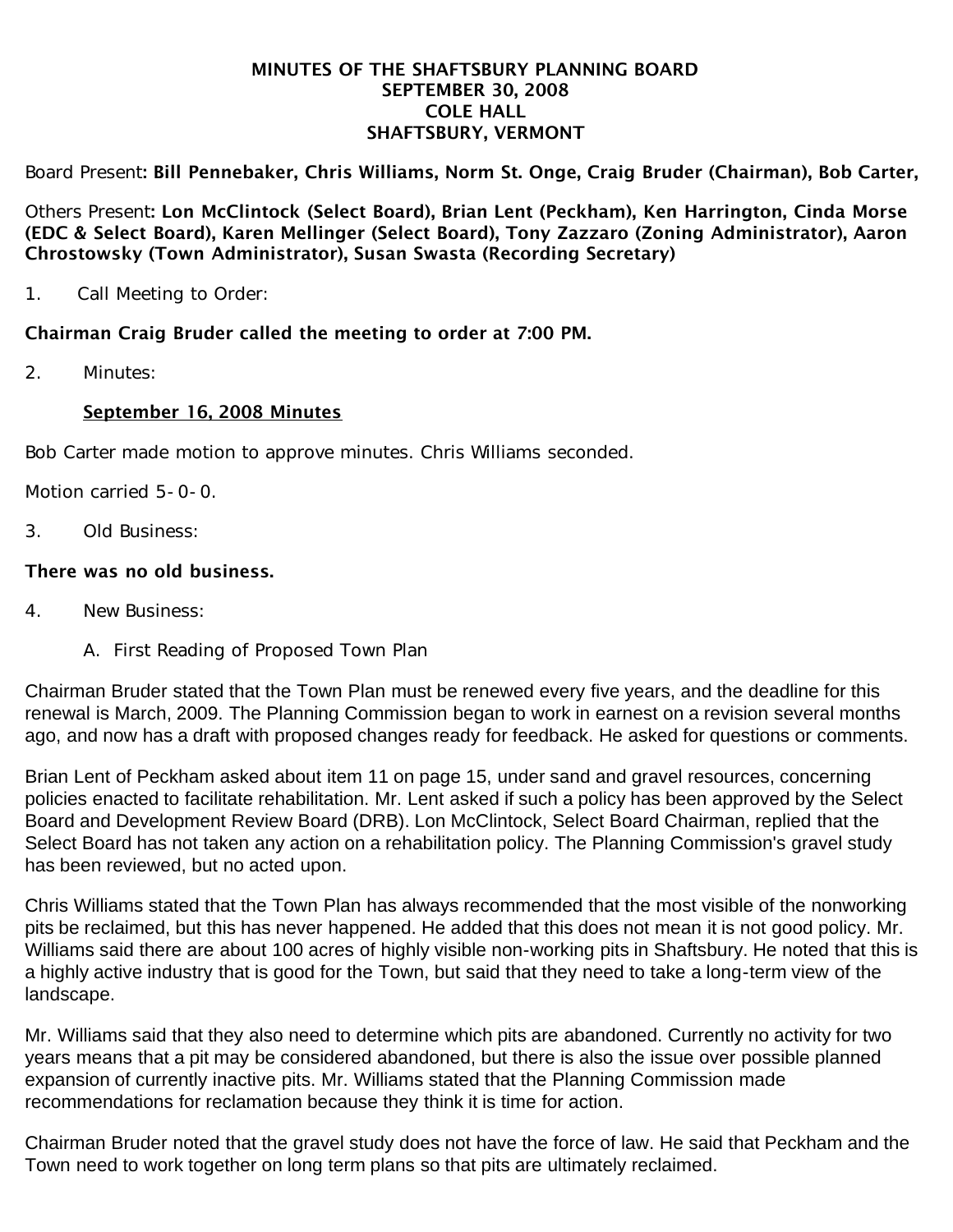# MINUTES OF THE SHAFTSBURY PLANNING BOARD
## SEPTEMBER 30, 2008
## COLE HALL
## SHAFTSBURY, VERMONT

Board Present: **Bill Pennebaker, Chris Williams, Norm St. Onge, Craig Bruder (Chairman), Bob Carter,**

Others Present: **Lon McClintock (Select Board), Brian Lent (Peckham), Ken Harrington, Cinda Morse (EDC & Select Board), Karen Mellinger (Select Board), Tony Zazzaro (Zoning Administrator), Aaron Chrostowsky (Town Administrator), Susan Swasta (Recording Secretary)**

1. Call Meeting to Order:

**Chairman Craig Bruder called the meeting to order at 7:00 PM.**

2. Minutes:

   **September 16, 2008 Minutes**

Bob Carter made motion to approve minutes. Chris Williams seconded.

Motion carried 5-0-0.

3. Old Business:

**There was no old business.**

4. New Business:

   A. First Reading of Proposed Town Plan

Chairman Bruder stated that the Town Plan must be renewed every five years, and the deadline for this renewal is March, 2009. The Planning Commission began to work in earnest on a revision several months ago, and now has a draft with proposed changes ready for feedback. He asked for questions or comments.

Brian Lent of Peckham asked about item 11 on page 15, under sand and gravel resources, concerning policies enacted to facilitate rehabilitation. Mr. Lent asked if such a policy has been approved by the Select Board and Development Review Board (DRB). Lon McClintock, Select Board Chairman, replied that the Select Board has not taken any action on a rehabilitation policy. The Planning Commission's gravel study has been reviewed, but no acted upon.

Chris Williams stated that the Town Plan has always recommended that the most visible of the nonworking pits be reclaimed, but this has never happened. He added that this does not mean it is not good policy. Mr. Williams said there are about 100 acres of highly visible non-working pits in Shaftsbury. He noted that this is a highly active industry that is good for the Town, but said that they need to take a long-term view of the landscape.

Mr. Williams said that they also need to determine which pits are abandoned. Currently no activity for two years means that a pit may be considered abandoned, but there is also the issue over possible planned expansion of currently inactive pits. Mr. Williams stated that the Planning Commission made recommendations for reclamation because they think it is time for action.

Chairman Bruder noted that the gravel study does not have the force of law. He said that Peckham and the Town need to work together on long term plans so that pits are ultimately reclaimed.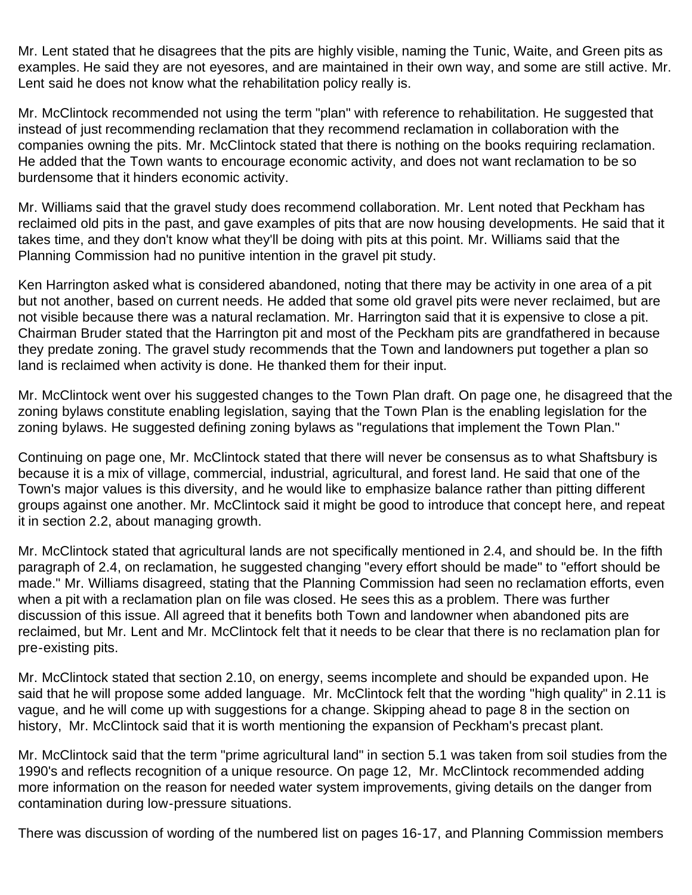Mr. Lent stated that he disagrees that the pits are highly visible, naming the Tunic, Waite, and Green pits as examples. He said they are not eyesores, and are maintained in their own way, and some are still active. Mr. Lent said he does not know what the rehabilitation policy really is.

Mr. McClintock recommended not using the term "plan" with reference to rehabilitation. He suggested that instead of just recommending reclamation that they recommend reclamation in collaboration with the companies owning the pits. Mr. McClintock stated that there is nothing on the books requiring reclamation. He added that the Town wants to encourage economic activity, and does not want reclamation to be so burdensome that it hinders economic activity.

Mr. Williams said that the gravel study does recommend collaboration. Mr. Lent noted that Peckham has reclaimed old pits in the past, and gave examples of pits that are now housing developments. He said that it takes time, and they don't know what they'll be doing with pits at this point. Mr. Williams said that the Planning Commission had no punitive intention in the gravel pit study.

Ken Harrington asked what is considered abandoned, noting that there may be activity in one area of a pit but not another, based on current needs. He added that some old gravel pits were never reclaimed, but are not visible because there was a natural reclamation. Mr. Harrington said that it is expensive to close a pit. Chairman Bruder stated that the Harrington pit and most of the Peckham pits are grandfathered in because they predate zoning. The gravel study recommends that the Town and landowners put together a plan so land is reclaimed when activity is done. He thanked them for their input.

Mr. McClintock went over his suggested changes to the Town Plan draft. On page one, he disagreed that the zoning bylaws constitute enabling legislation, saying that the Town Plan is the enabling legislation for the zoning bylaws. He suggested defining zoning bylaws as "regulations that implement the Town Plan."

Continuing on page one, Mr. McClintock stated that there will never be consensus as to what Shaftsbury is because it is a mix of village, commercial, industrial, agricultural, and forest land. He said that one of the Town's major values is this diversity, and he would like to emphasize balance rather than pitting different groups against one another. Mr. McClintock said it might be good to introduce that concept here, and repeat it in section 2.2, about managing growth.

Mr. McClintock stated that agricultural lands are not specifically mentioned in 2.4, and should be. In the fifth paragraph of 2.4, on reclamation, he suggested changing "every effort should be made" to "effort should be made." Mr. Williams disagreed, stating that the Planning Commission had seen no reclamation efforts, even when a pit with a reclamation plan on file was closed. He sees this as a problem. There was further discussion of this issue. All agreed that it benefits both Town and landowner when abandoned pits are reclaimed, but Mr. Lent and Mr. McClintock felt that it needs to be clear that there is no reclamation plan for pre-existing pits.

Mr. McClintock stated that section 2.10, on energy, seems incomplete and should be expanded upon. He said that he will propose some added language. Mr. McClintock felt that the wording "high quality" in 2.11 is vague, and he will come up with suggestions for a change. Skipping ahead to page 8 in the section on history, Mr. McClintock said that it is worth mentioning the expansion of Peckham's precast plant.

Mr. McClintock said that the term "prime agricultural land" in section 5.1 was taken from soil studies from the 1990's and reflects recognition of a unique resource. On page 12, Mr. McClintock recommended adding more information on the reason for needed water system improvements, giving details on the danger from contamination during low-pressure situations.

There was discussion of wording of the numbered list on pages 16-17, and Planning Commission members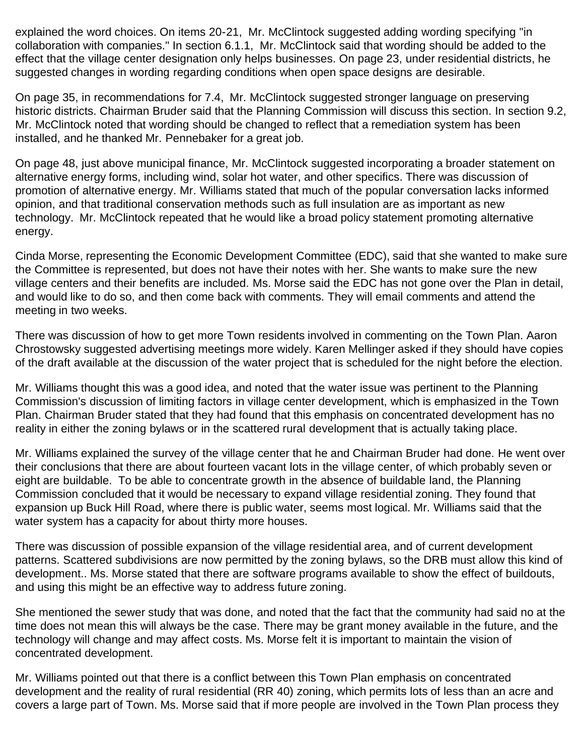explained the word choices. On items 20-21,  Mr. McClintock suggested adding wording specifying "in collaboration with companies." In section 6.1.1,  Mr. McClintock said that wording should be added to the effect that the village center designation only helps businesses. On page 23, under residential districts, he suggested changes in wording regarding conditions when open space designs are desirable.

On page 35, in recommendations for 7.4,  Mr. McClintock suggested stronger language on preserving historic districts. Chairman Bruder said that the Planning Commission will discuss this section. In section 9.2, Mr. McClintock noted that wording should be changed to reflect that a remediation system has been installed, and he thanked Mr. Pennebaker for a great job.

On page 48, just above municipal finance, Mr. McClintock suggested incorporating a broader statement on alternative energy forms, including wind, solar hot water, and other specifics. There was discussion of promotion of alternative energy. Mr. Williams stated that much of the popular conversation lacks informed opinion, and that traditional conservation methods such as full insulation are as important as new technology.  Mr. McClintock repeated that he would like a broad policy statement promoting alternative energy.

Cinda Morse, representing the Economic Development Committee (EDC), said that she wanted to make sure the Committee is represented, but does not have their notes with her. She wants to make sure the new village centers and their benefits are included. Ms. Morse said the EDC has not gone over the Plan in detail, and would like to do so, and then come back with comments. They will email comments and attend the meeting in two weeks.

There was discussion of how to get more Town residents involved in commenting on the Town Plan. Aaron Chrostowsky suggested advertising meetings more widely. Karen Mellinger asked if they should have copies of the draft available at the discussion of the water project that is scheduled for the night before the election.

Mr. Williams thought this was a good idea, and noted that the water issue was pertinent to the Planning Commission's discussion of limiting factors in village center development, which is emphasized in the Town Plan. Chairman Bruder stated that they had found that this emphasis on concentrated development has no reality in either the zoning bylaws or in the scattered rural development that is actually taking place.

Mr. Williams explained the survey of the village center that he and Chairman Bruder had done. He went over their conclusions that there are about fourteen vacant lots in the village center, of which probably seven or eight are buildable.  To be able to concentrate growth in the absence of buildable land, the Planning Commission concluded that it would be necessary to expand village residential zoning. They found that expansion up Buck Hill Road, where there is public water, seems most logical. Mr. Williams said that the water system has a capacity for about thirty more houses.

There was discussion of possible expansion of the village residential area, and of current development patterns. Scattered subdivisions are now permitted by the zoning bylaws, so the DRB must allow this kind of development.. Ms. Morse stated that there are software programs available to show the effect of buildouts, and using this might be an effective way to address future zoning.

She mentioned the sewer study that was done, and noted that the fact that the community had said no at the time does not mean this will always be the case. There may be grant money available in the future, and the technology will change and may affect costs. Ms. Morse felt it is important to maintain the vision of concentrated development.

Mr. Williams pointed out that there is a conflict between this Town Plan emphasis on concentrated development and the reality of rural residential (RR 40) zoning, which permits lots of less than an acre and covers a large part of Town. Ms. Morse said that if more people are involved in the Town Plan process they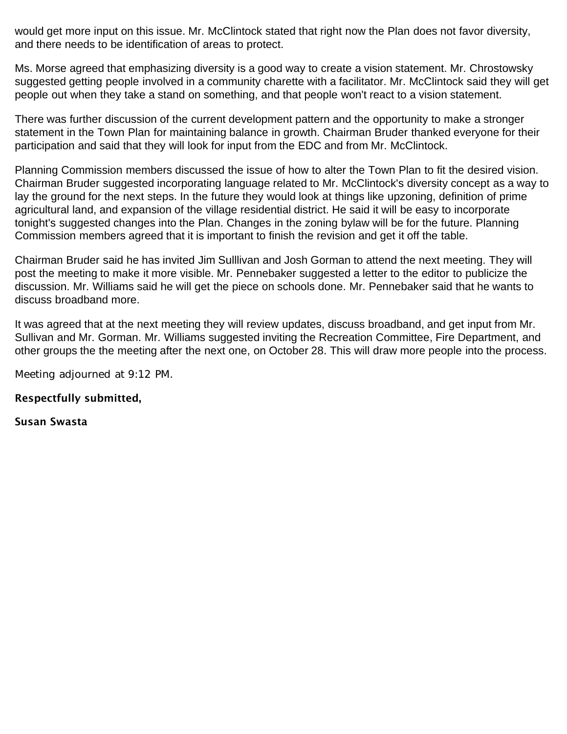would get more input on this issue. Mr. McClintock stated that right now the Plan does not favor diversity, and there needs to be identification of areas to protect.

Ms. Morse agreed that emphasizing diversity is a good way to create a vision statement. Mr. Chrostowsky suggested getting people involved in a community charette with a facilitator. Mr. McClintock said they will get people out when they take a stand on something, and that people won't react to a vision statement.

There was further discussion of the current development pattern and the opportunity to make a stronger statement in the Town Plan for maintaining balance in growth. Chairman Bruder thanked everyone for their participation and said that they will look for input from the EDC and from Mr. McClintock.

Planning Commission members discussed the issue of how to alter the Town Plan to fit the desired vision. Chairman Bruder suggested incorporating language related to Mr. McClintock's diversity concept as a way to lay the ground for the next steps. In the future they would look at things like upzoning, definition of prime agricultural land, and expansion of the village residential district. He said it will be easy to incorporate tonight's suggested changes into the Plan. Changes in the zoning bylaw will be for the future. Planning Commission members agreed that it is important to finish the revision and get it off the table.

Chairman Bruder said he has invited Jim Sulllivan and Josh Gorman to attend the next meeting. They will post the meeting to make it more visible. Mr. Pennebaker suggested a letter to the editor to publicize the discussion. Mr. Williams said he will get the piece on schools done. Mr. Pennebaker said that he wants to discuss broadband more.

It was agreed that at the next meeting they will review updates, discuss broadband, and get input from Mr. Sullivan and Mr. Gorman. Mr. Williams suggested inviting the Recreation Committee, Fire Department, and other groups the the meeting after the next one, on October 28. This will draw more people into the process.

Meeting adjourned at 9:12 PM.

**Respectfully submitted,**

**Susan Swasta**